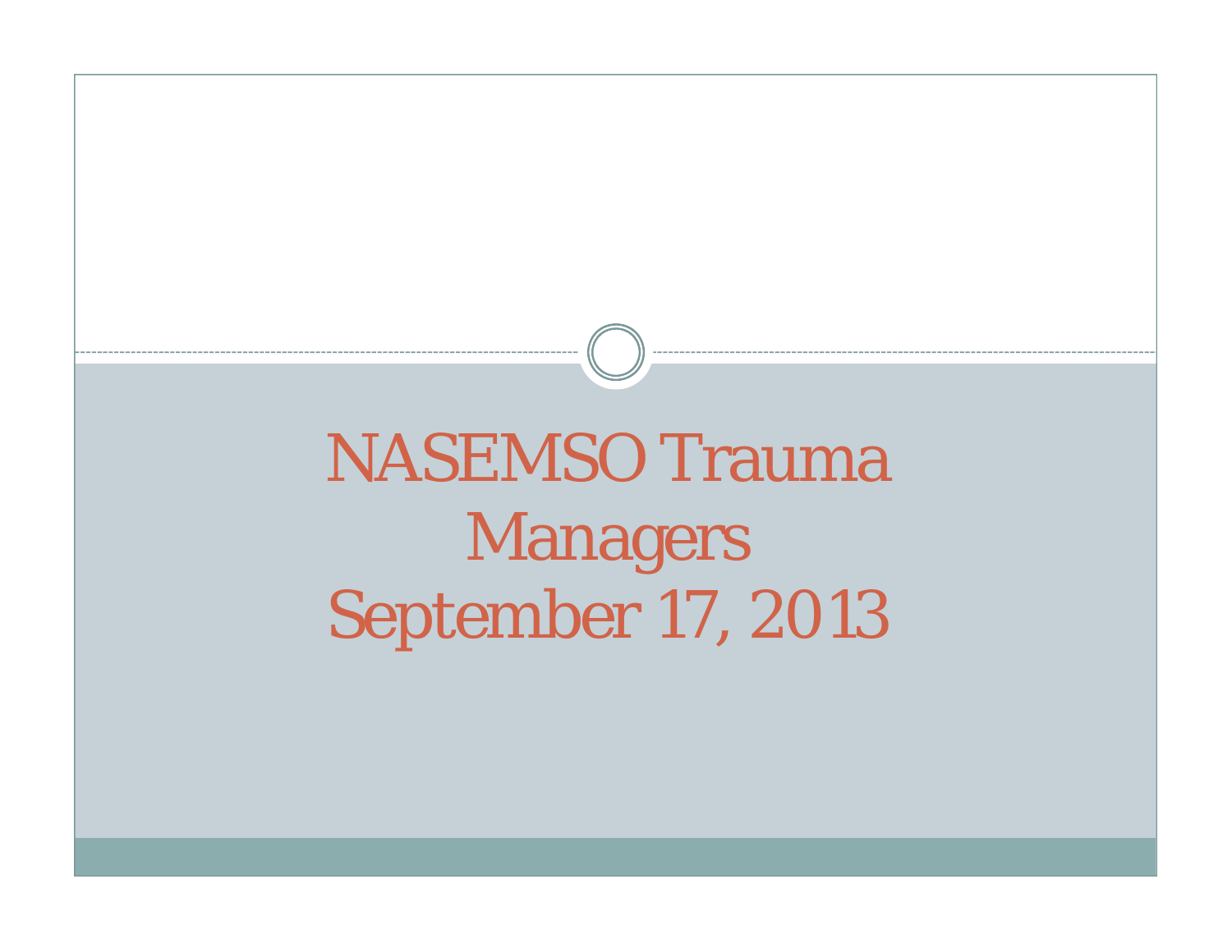# NASEMSO Trauma Managers September 17, 2013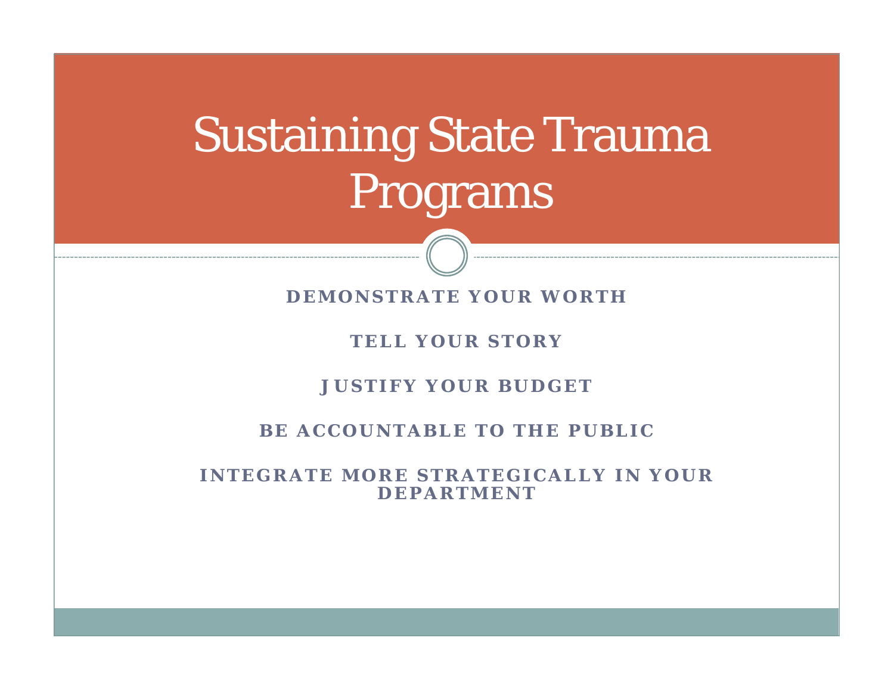# Sustaining State Trauma Programs

**DEMONSTRATE YOUR WORTH**

**TELL YOUR STORY**

**JUSTIFY YOUR BUDGET**

**BE ACCOUNTABLE TO THE PUBLIC**

**INTEGRATE MORE STRATEGICALLY IN YOUR DEPARTMENT**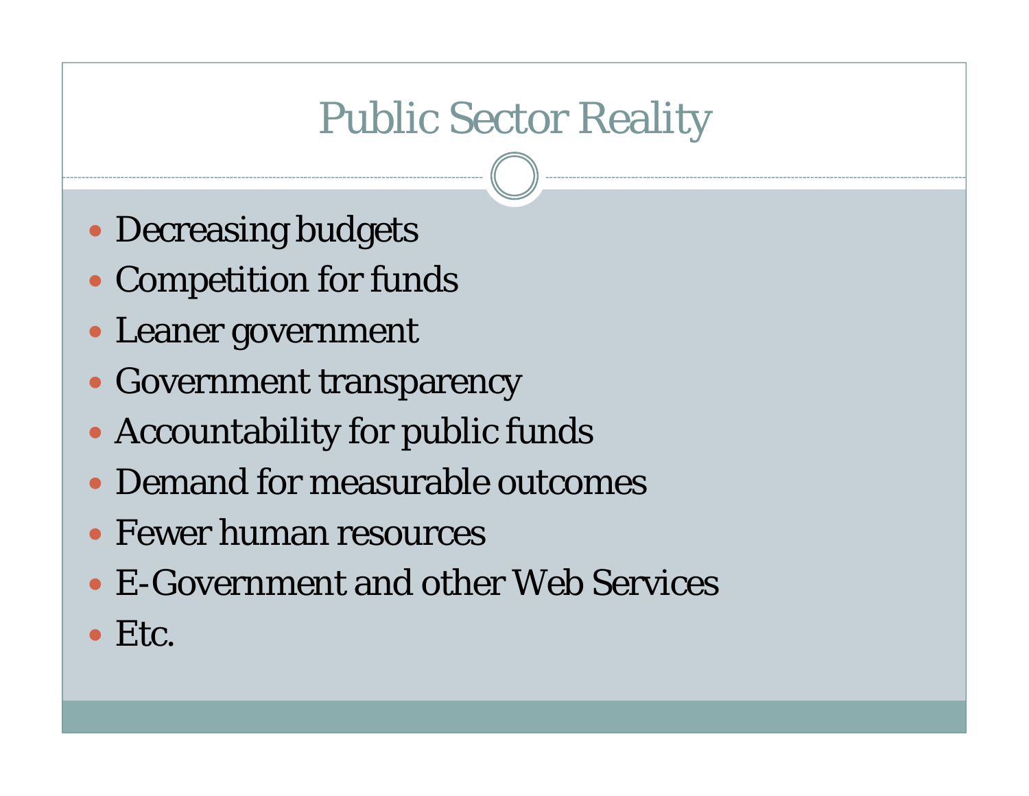# Public Sector Reality

- Decreasing budgets
- Competition for funds
- Leaner government
- Government transparency
- Accountability for public funds
- Demand for measurable outcomes
- Fewer human resources
- E-Government and other Web Services
- Etc.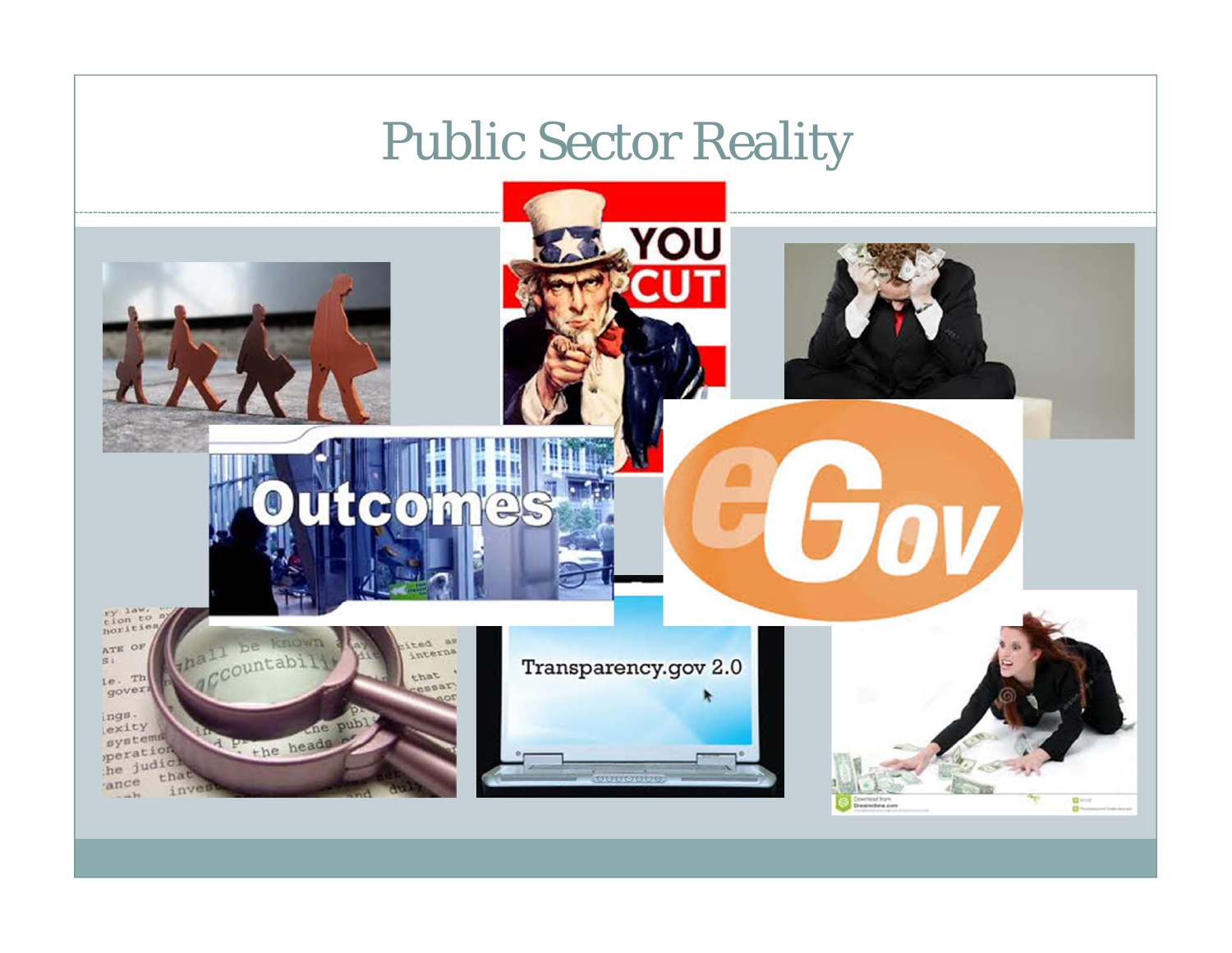# Public Sector Reality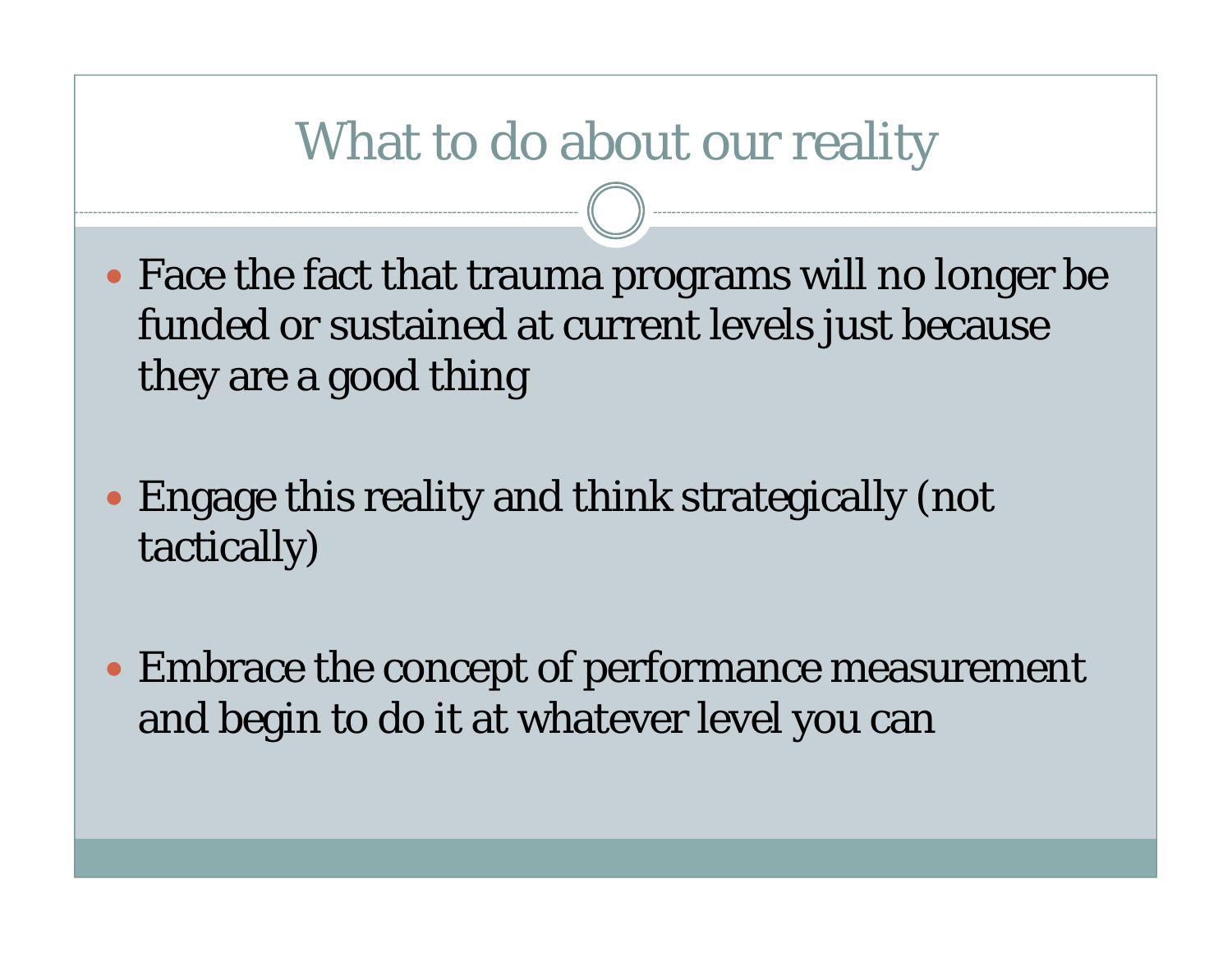# What to do about our reality

- Face the fact that trauma programs will no longer be funded or sustained at current levels just because they are a good thing

- Engage this reality and think strategically (not tactically)

- Embrace the concept of performance measurement and begin to do it at whatever level you can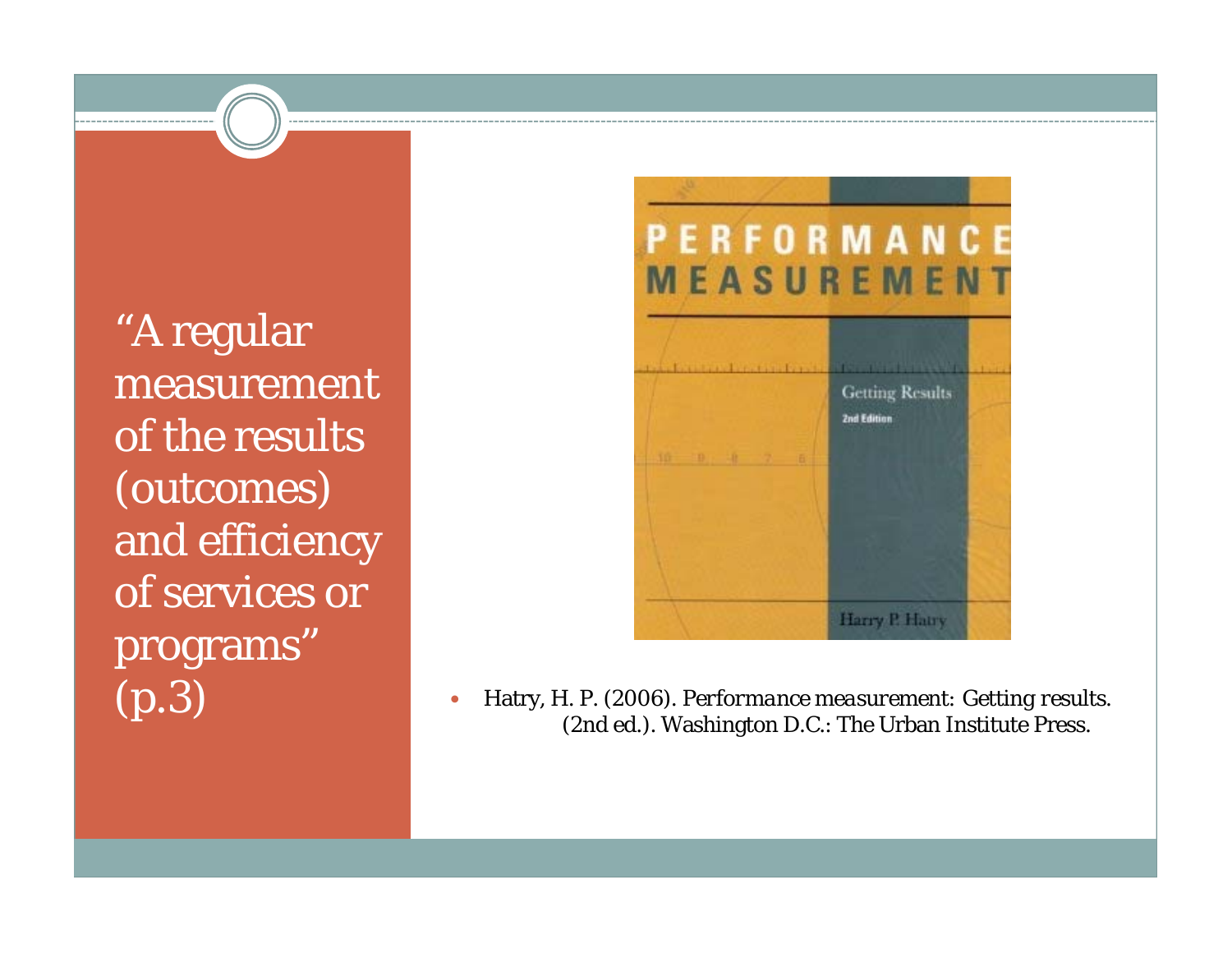"A regular measurement of the results (outcomes) and efficiency of services or programs" (p.3)

- Hatry, H. P. (2006). *Performance measurement: Getting results.* (2nd ed.). Washington D.C.: The Urban Institute Press.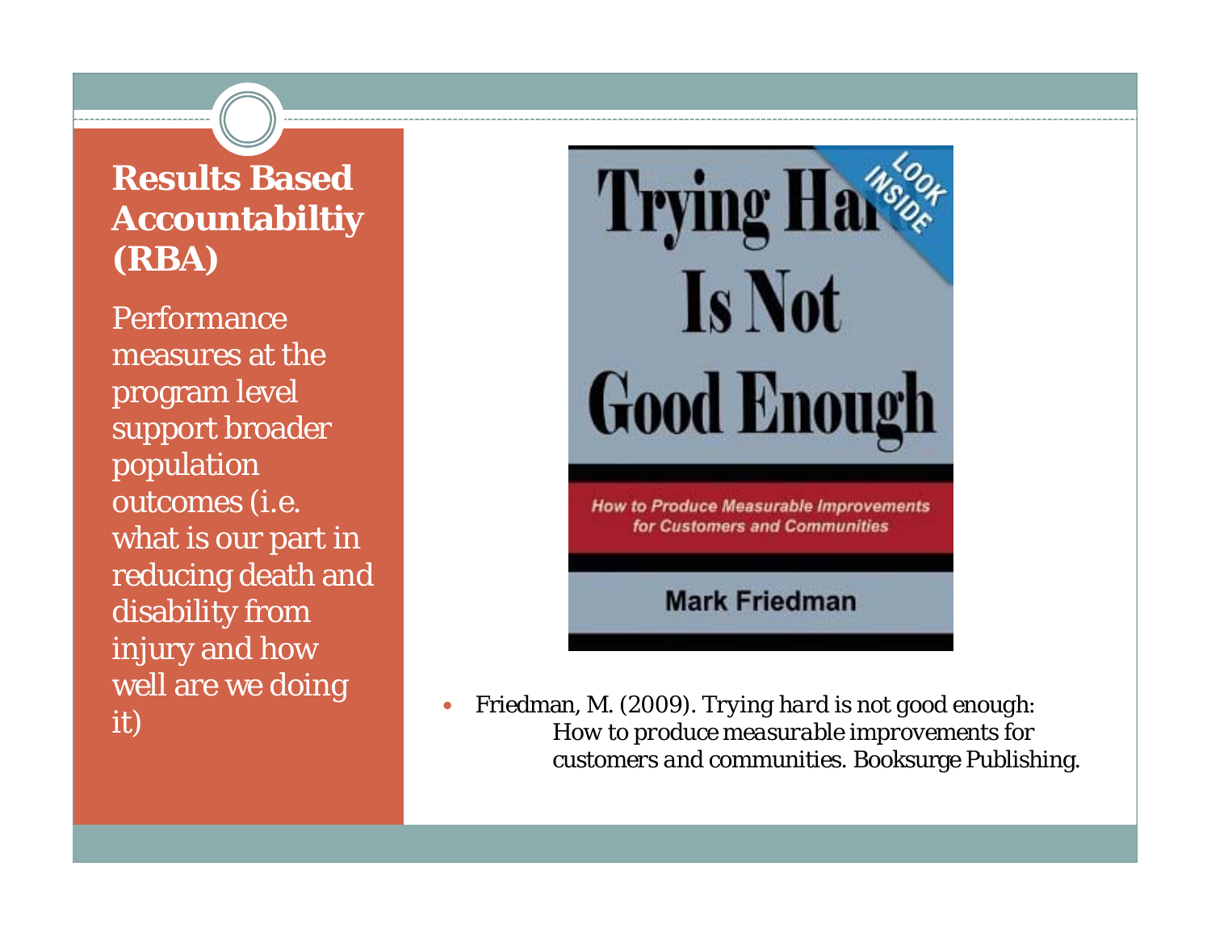## Results Based Accountabiltiy (RBA)

Performance measures at the program level support broader population outcomes (i.e. what is our part in reducing death and disability from injury and how well are we doing it)

- Friedman, M. (2009). *Trying hard is not good enough: How to produce measurable improvements for customers and communities*. Booksurge Publishing.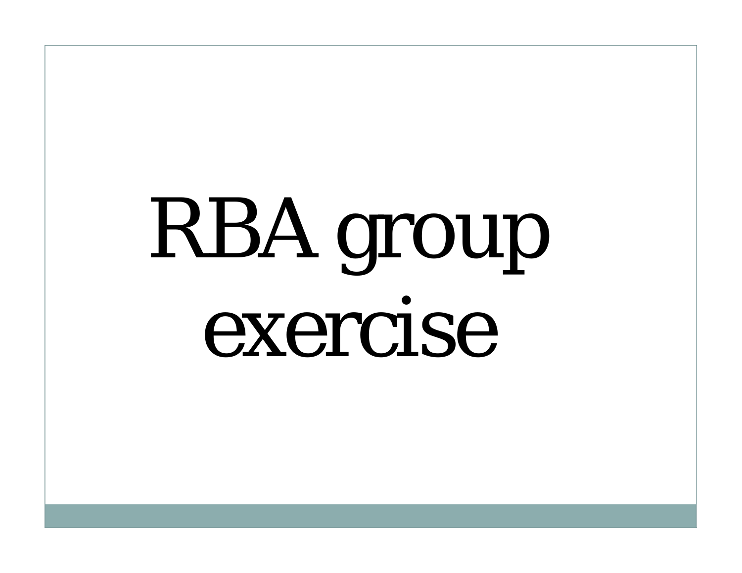# RBA group exercise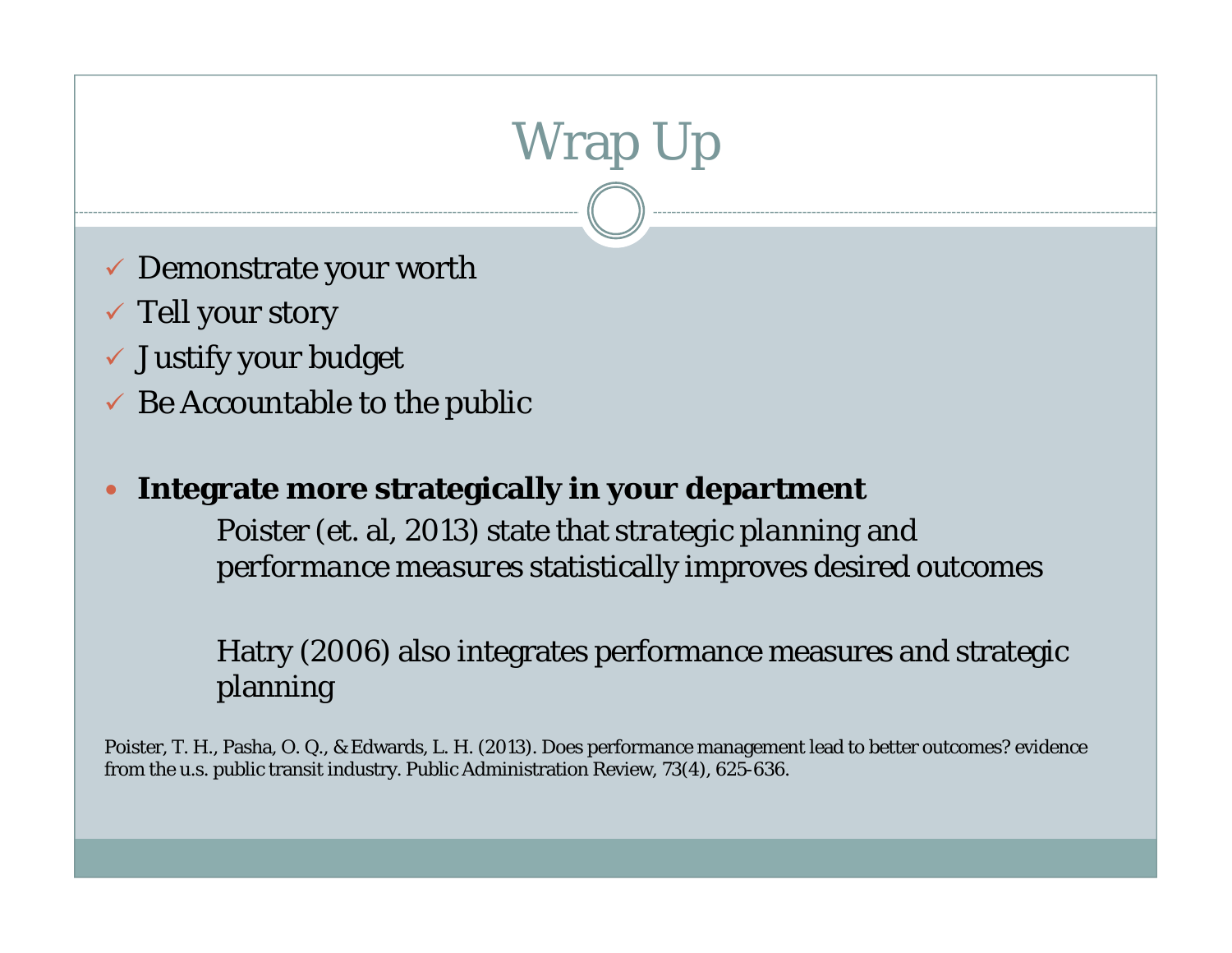# Wrap Up

- ✓ Demonstrate your worth
- ✓ Tell your story
- ✓ Justify your budget
- ✓ Be Accountable to the public

- **Integrate more strategically in your department**

  Poister (et. al, 2013) state that strategic planning and performance measures statistically improves desired outcomes

  Hatry (2006) also integrates performance measures and strategic planning

Poister, T. H., Pasha, O. Q., & Edwards, L. H. (2013). Does performance management lead to better outcomes? evidence from the u.s. public transit industry. Public Administration Review, 73(4), 625-636.